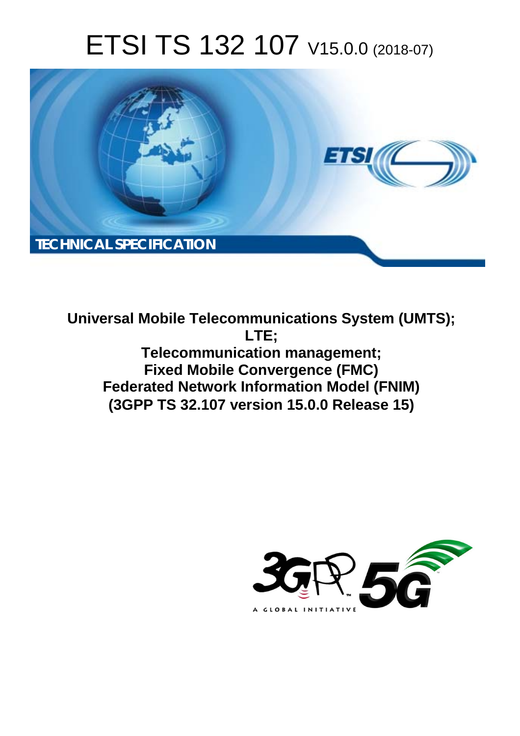# ETSI TS 132 107 V15.0.0 (2018-07)

TECHNICAL SPECIFICATION

**Universal Mobile Telecommunications System (UMTS); LTE; Telecommunication management; Fixed Mobile Convergence (FMC) Federated Network Information Model (FNIM) (3GPP TS 32.107 version 15.0.0 Release 15)**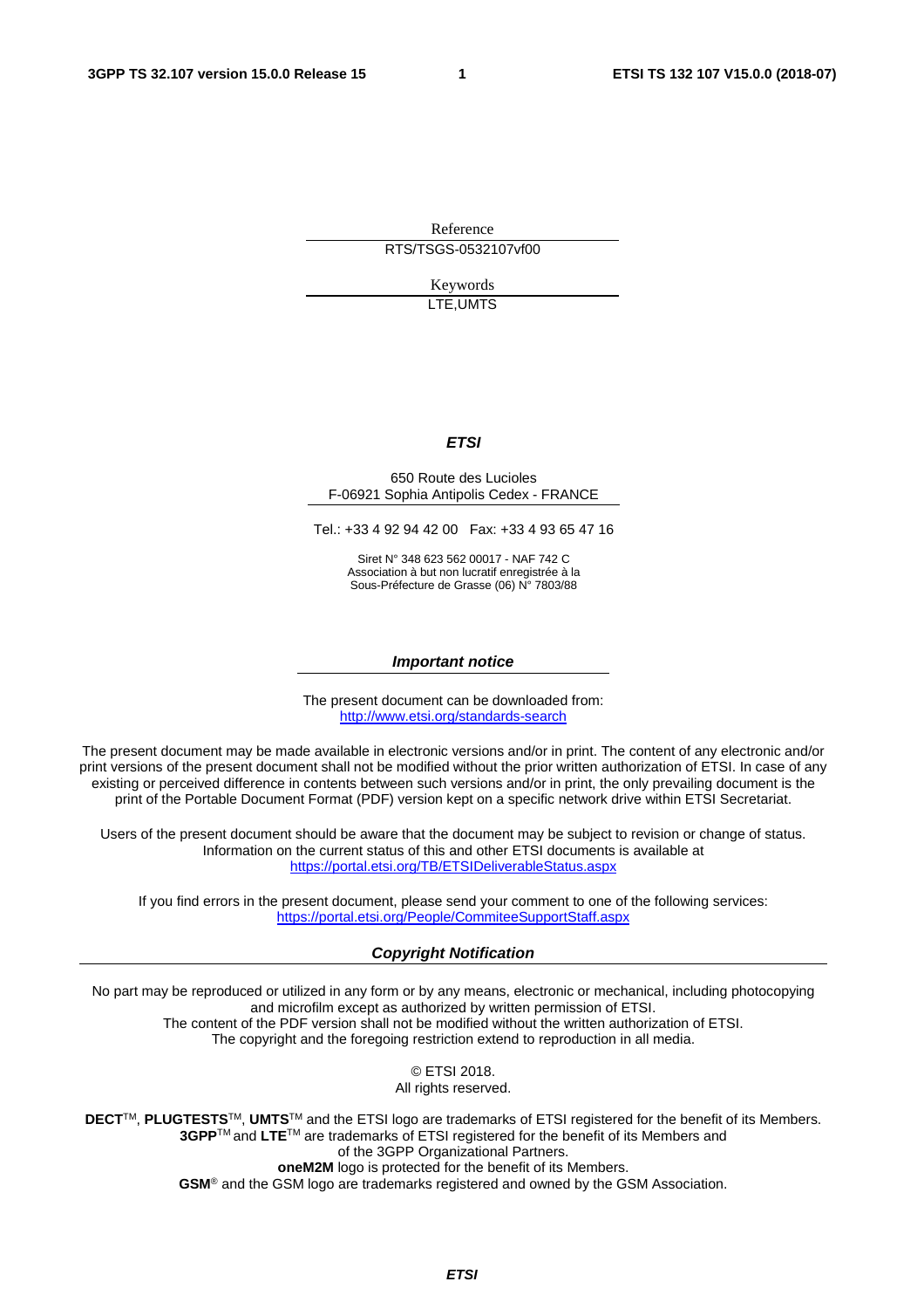Reference

RTS/TSGS-0532107vf00

Keywords

LTE,UMTS

***ETSI***

650 Route des Lucioles
F-06921 Sophia Antipolis Cedex - FRANCE

Tel.: +33 4 92 94 42 00   Fax: +33 4 93 65 47 16

Siret N° 348 623 562 00017 - NAF 742 C
Association à but non lucratif enregistrée à la
Sous-Préfecture de Grasse (06) N° 7803/88

***Important notice***

The present document can be downloaded from:
http://www.etsi.org/standards-search

The present document may be made available in electronic versions and/or in print. The content of any electronic and/or print versions of the present document shall not be modified without the prior written authorization of ETSI. In case of any existing or perceived difference in contents between such versions and/or in print, the only prevailing document is the print of the Portable Document Format (PDF) version kept on a specific network drive within ETSI Secretariat.

Users of the present document should be aware that the document may be subject to revision or change of status. Information on the current status of this and other ETSI documents is available at
https://portal.etsi.org/TB/ETSIDeliverableStatus.aspx

If you find errors in the present document, please send your comment to one of the following services:
https://portal.etsi.org/People/CommiteeSupportStaff.aspx

***Copyright Notification***

No part may be reproduced or utilized in any form or by any means, electronic or mechanical, including photocopying and microfilm except as authorized by written permission of ETSI.
The content of the PDF version shall not be modified without the written authorization of ETSI.
The copyright and the foregoing restriction extend to reproduction in all media.

© ETSI 2018.
All rights reserved.

**DECT**TM, **PLUGTESTS**TM, **UMTS**TM and the ETSI logo are trademarks of ETSI registered for the benefit of its Members.
**3GPP**TM and **LTE**TM are trademarks of ETSI registered for the benefit of its Members and of the 3GPP Organizational Partners.
**oneM2M** logo is protected for the benefit of its Members.
**GSM**® and the GSM logo are trademarks registered and owned by the GSM Association.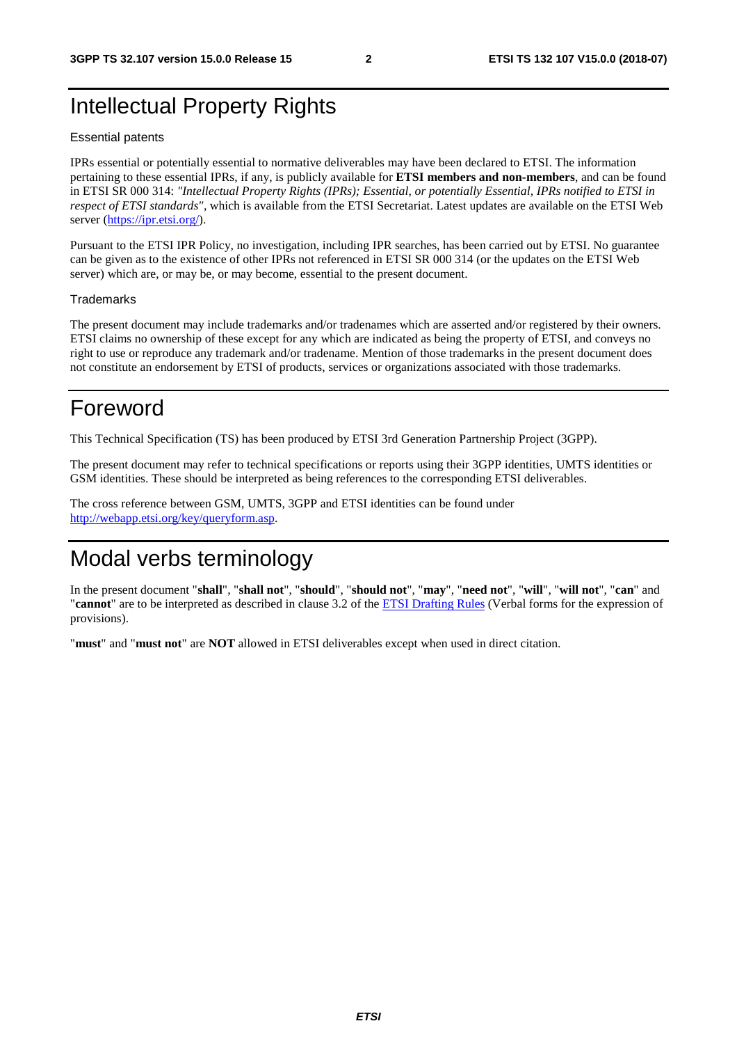# Intellectual Property Rights

Essential patents

IPRs essential or potentially essential to normative deliverables may have been declared to ETSI. The information pertaining to these essential IPRs, if any, is publicly available for **ETSI members and non-members**, and can be found in ETSI SR 000 314: *"Intellectual Property Rights (IPRs); Essential, or potentially Essential, IPRs notified to ETSI in respect of ETSI standards"*, which is available from the ETSI Secretariat. Latest updates are available on the ETSI Web server (https://ipr.etsi.org/).

Pursuant to the ETSI IPR Policy, no investigation, including IPR searches, has been carried out by ETSI. No guarantee can be given as to the existence of other IPRs not referenced in ETSI SR 000 314 (or the updates on the ETSI Web server) which are, or may be, or may become, essential to the present document.

Trademarks

The present document may include trademarks and/or tradenames which are asserted and/or registered by their owners. ETSI claims no ownership of these except for any which are indicated as being the property of ETSI, and conveys no right to use or reproduce any trademark and/or tradename. Mention of those trademarks in the present document does not constitute an endorsement by ETSI of products, services or organizations associated with those trademarks.

# Foreword

This Technical Specification (TS) has been produced by ETSI 3rd Generation Partnership Project (3GPP).

The present document may refer to technical specifications or reports using their 3GPP identities, UMTS identities or GSM identities. These should be interpreted as being references to the corresponding ETSI deliverables.

The cross reference between GSM, UMTS, 3GPP and ETSI identities can be found under http://webapp.etsi.org/key/queryform.asp.

# Modal verbs terminology

In the present document "**shall**", "**shall not**", "**should**", "**should not**", "**may**", "**need not**", "**will**", "**will not**", "**can**" and "**cannot**" are to be interpreted as described in clause 3.2 of the ETSI Drafting Rules (Verbal forms for the expression of provisions).

"**must**" and "**must not**" are **NOT** allowed in ETSI deliverables except when used in direct citation.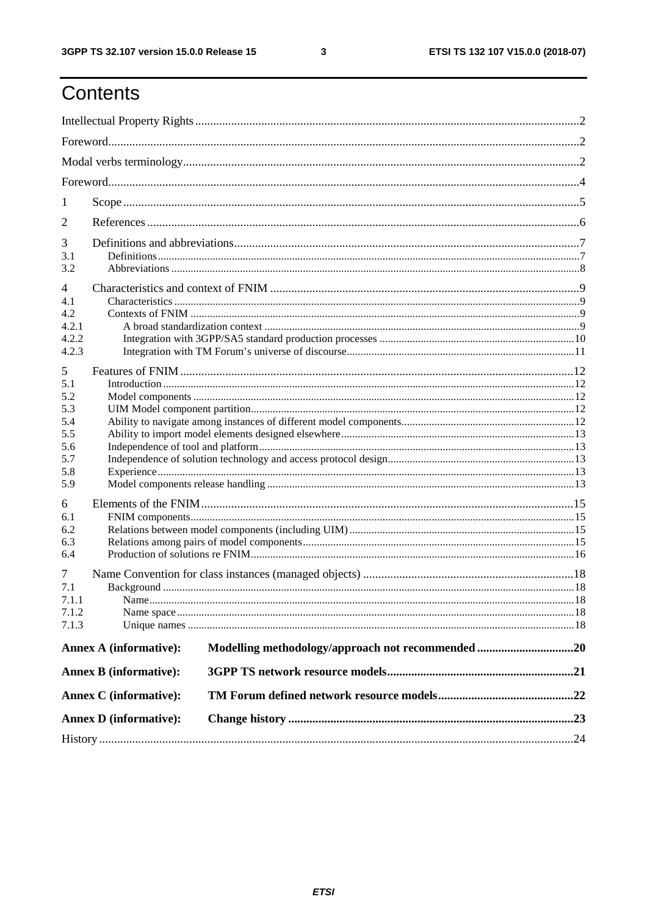# Contents

Intellectual Property Rights 2

Foreword 2

Modal verbs terminology 2

Foreword 4

1 Scope 5

2 References 6

3 Definitions and abbreviations 7
- 3.1 Definitions 7
- 3.2 Abbreviations 8

4 Characteristics and context of FNIM 9
- 4.1 Characteristics 9
- 4.2 Contexts of FNIM 9
  - 4.2.1 A broad standardization context 9
  - 4.2.2 Integration with 3GPP/SA5 standard production processes 10
  - 4.2.3 Integration with TM Forum's universe of discourse 11

5 Features of FNIM 12
- 5.1 Introduction 12
- 5.2 Model components 12
- 5.3 UIM Model component partition 12
- 5.4 Ability to navigate among instances of different model components 12
- 5.5 Ability to import model elements designed elsewhere 13
- 5.6 Independence of tool and platform 13
- 5.7 Independence of solution technology and access protocol design 13
- 5.8 Experience 13
- 5.9 Model components release handling 13

6 Elements of the FNIM 15
- 6.1 FNIM components 15
- 6.2 Relations between model components (including UIM) 15
- 6.3 Relations among pairs of model components 15
- 6.4 Production of solutions re FNIM 16

7 Name Convention for class instances (managed objects) 18
- 7.1 Background 18
  - 7.1.1 Name 18
  - 7.1.2 Name space 18
  - 7.1.3 Unique names 18

**Annex A (informative): Modelling methodology/approach not recommended 20**

**Annex B (informative): 3GPP TS network resource models 21**

**Annex C (informative): TM Forum defined network resource models 22**

**Annex D (informative): Change history 23**

History 24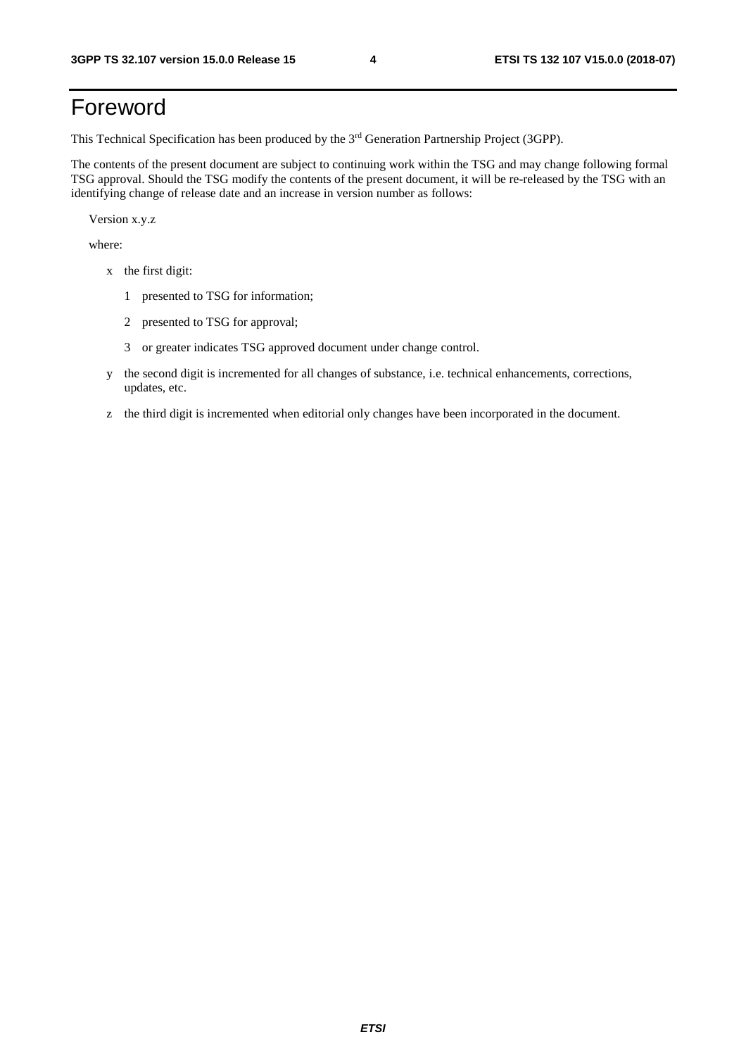# Foreword

This Technical Specification has been produced by the 3rd Generation Partnership Project (3GPP).

The contents of the present document are subject to continuing work within the TSG and may change following formal TSG approval. Should the TSG modify the contents of the present document, it will be re-released by the TSG with an identifying change of release date and an increase in version number as follows:

Version x.y.z

where:

- x the first digit:
  - 1 presented to TSG for information;
  - 2 presented to TSG for approval;
  - 3 or greater indicates TSG approved document under change control.
- y the second digit is incremented for all changes of substance, i.e. technical enhancements, corrections, updates, etc.
- z the third digit is incremented when editorial only changes have been incorporated in the document.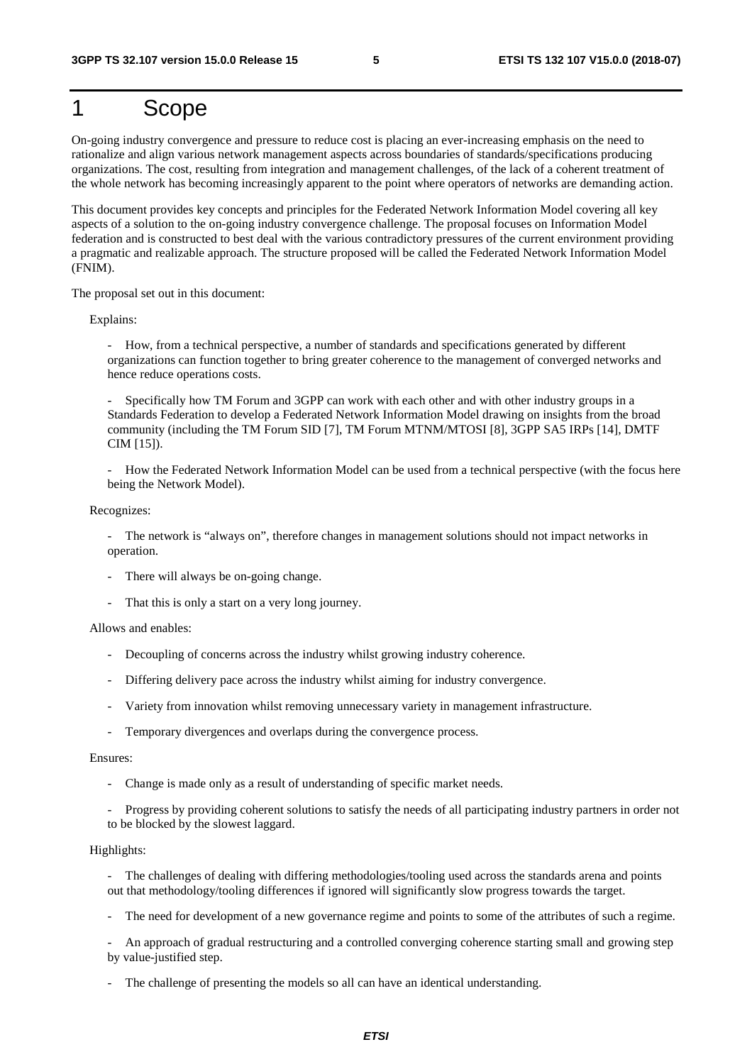# 1 Scope

On-going industry convergence and pressure to reduce cost is placing an ever-increasing emphasis on the need to rationalize and align various network management aspects across boundaries of standards/specifications producing organizations. The cost, resulting from integration and management challenges, of the lack of a coherent treatment of the whole network has becoming increasingly apparent to the point where operators of networks are demanding action.

This document provides key concepts and principles for the Federated Network Information Model covering all key aspects of a solution to the on-going industry convergence challenge. The proposal focuses on Information Model federation and is constructed to best deal with the various contradictory pressures of the current environment providing a pragmatic and realizable approach. The structure proposed will be called the Federated Network Information Model (FNIM).

The proposal set out in this document:

Explains:

- How, from a technical perspective, a number of standards and specifications generated by different organizations can function together to bring greater coherence to the management of converged networks and hence reduce operations costs.

- Specifically how TM Forum and 3GPP can work with each other and with other industry groups in a Standards Federation to develop a Federated Network Information Model drawing on insights from the broad community (including the TM Forum SID [7], TM Forum MTNM/MTOSI [8], 3GPP SA5 IRPs [14], DMTF CIM [15]).

- How the Federated Network Information Model can be used from a technical perspective (with the focus here being the Network Model).

Recognizes:

- The network is "always on", therefore changes in management solutions should not impact networks in operation.

- There will always be on-going change.

- That this is only a start on a very long journey.

Allows and enables:

- Decoupling of concerns across the industry whilst growing industry coherence.

- Differing delivery pace across the industry whilst aiming for industry convergence.

- Variety from innovation whilst removing unnecessary variety in management infrastructure.

- Temporary divergences and overlaps during the convergence process.

Ensures:

- Change is made only as a result of understanding of specific market needs.

- Progress by providing coherent solutions to satisfy the needs of all participating industry partners in order not to be blocked by the slowest laggard.

Highlights:

- The challenges of dealing with differing methodologies/tooling used across the standards arena and points out that methodology/tooling differences if ignored will significantly slow progress towards the target.

- The need for development of a new governance regime and points to some of the attributes of such a regime.

- An approach of gradual restructuring and a controlled converging coherence starting small and growing step by value-justified step.

- The challenge of presenting the models so all can have an identical understanding.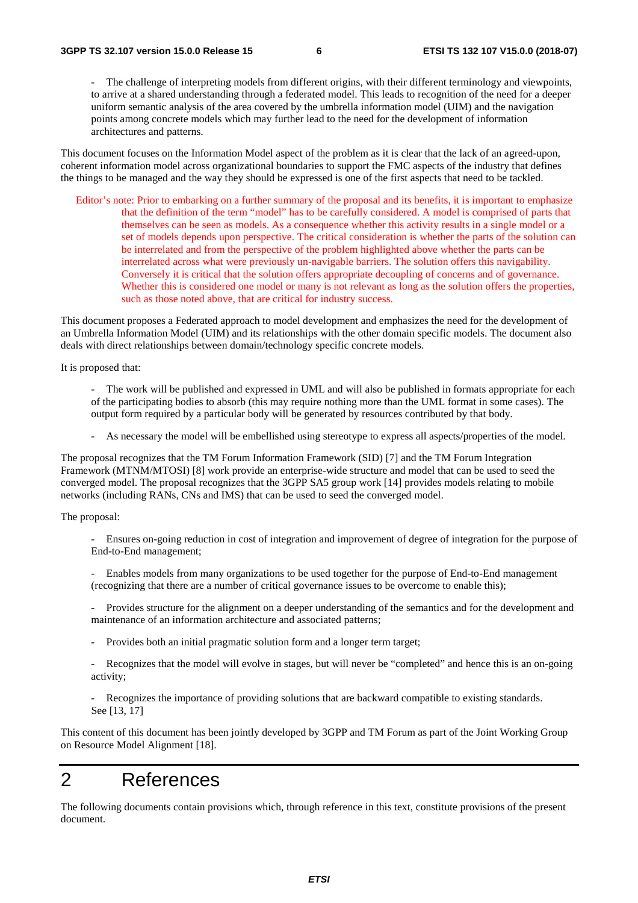- The challenge of interpreting models from different origins, with their different terminology and viewpoints, to arrive at a shared understanding through a federated model. This leads to recognition of the need for a deeper uniform semantic analysis of the area covered by the umbrella information model (UIM) and the navigation points among concrete models which may further lead to the need for the development of information architectures and patterns.

This document focuses on the Information Model aspect of the problem as it is clear that the lack of an agreed-upon, coherent information model across organizational boundaries to support the FMC aspects of the industry that defines the things to be managed and the way they should be expressed is one of the first aspects that need to be tackled.

Editor's note: Prior to embarking on a further summary of the proposal and its benefits, it is important to emphasize that the definition of the term "model" has to be carefully considered. A model is comprised of parts that themselves can be seen as models. As a consequence whether this activity results in a single model or a set of models depends upon perspective. The critical consideration is whether the parts of the solution can be interrelated and from the perspective of the problem highlighted above whether the parts can be interrelated across what were previously un-navigable barriers. The solution offers this navigability. Conversely it is critical that the solution offers appropriate decoupling of concerns and of governance. Whether this is considered one model or many is not relevant as long as the solution offers the properties, such as those noted above, that are critical for industry success.

This document proposes a Federated approach to model development and emphasizes the need for the development of an Umbrella Information Model (UIM) and its relationships with the other domain specific models. The document also deals with direct relationships between domain/technology specific concrete models.

It is proposed that:

- The work will be published and expressed in UML and will also be published in formats appropriate for each of the participating bodies to absorb (this may require nothing more than the UML format in some cases). The output form required by a particular body will be generated by resources contributed by that body.

- As necessary the model will be embellished using stereotype to express all aspects/properties of the model.

The proposal recognizes that the TM Forum Information Framework (SID) [7] and the TM Forum Integration Framework (MTNM/MTOSI) [8] work provide an enterprise-wide structure and model that can be used to seed the converged model. The proposal recognizes that the 3GPP SA5 group work [14] provides models relating to mobile networks (including RANs, CNs and IMS) that can be used to seed the converged model.

The proposal:

- Ensures on-going reduction in cost of integration and improvement of degree of integration for the purpose of End-to-End management;

- Enables models from many organizations to be used together for the purpose of End-to-End management (recognizing that there are a number of critical governance issues to be overcome to enable this);

- Provides structure for the alignment on a deeper understanding of the semantics and for the development and maintenance of an information architecture and associated patterns;

- Provides both an initial pragmatic solution form and a longer term target;

- Recognizes that the model will evolve in stages, but will never be "completed" and hence this is an on-going activity;

- Recognizes the importance of providing solutions that are backward compatible to existing standards. See [13, 17]

This content of this document has been jointly developed by 3GPP and TM Forum as part of the Joint Working Group on Resource Model Alignment [18].

# 2 References

The following documents contain provisions which, through reference in this text, constitute provisions of the present document.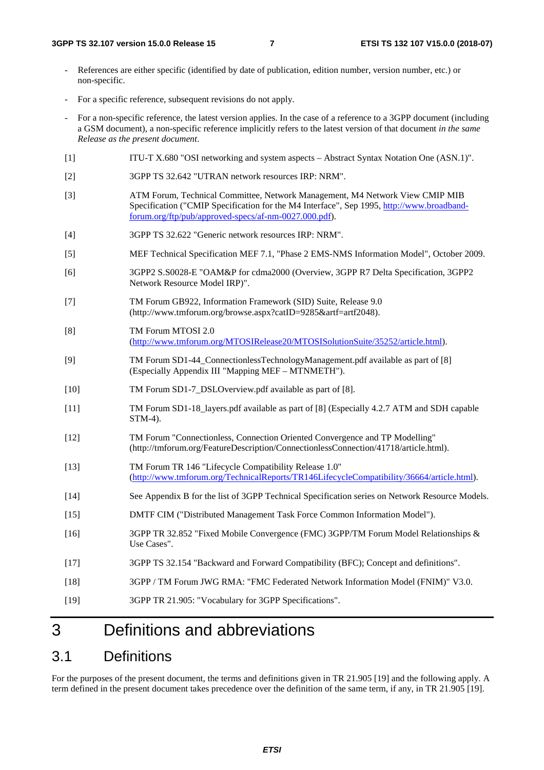- References are either specific (identified by date of publication, edition number, version number, etc.) or non-specific.
- For a specific reference, subsequent revisions do not apply.
- For a non-specific reference, the latest version applies. In the case of a reference to a 3GPP document (including a GSM document), a non-specific reference implicitly refers to the latest version of that document *in the same Release as the present document*.

[1] ITU-T X.680 "OSI networking and system aspects – Abstract Syntax Notation One (ASN.1)".

[2] 3GPP TS 32.642 "UTRAN network resources IRP: NRM".

[3] ATM Forum, Technical Committee, Network Management, M4 Network View CMIP MIB Specification ("CMIP Specification for the M4 Interface", Sep 1995, http://www.broadband-forum.org/ftp/pub/approved-specs/af-nm-0027.000.pdf).

[4] 3GPP TS 32.622 "Generic network resources IRP: NRM".

[5] MEF Technical Specification MEF 7.1, "Phase 2 EMS-NMS Information Model", October 2009.

[6] 3GPP2 S.S0028-E "OAM&P for cdma2000 (Overview, 3GPP R7 Delta Specification, 3GPP2 Network Resource Model IRP)".

[7] TM Forum GB922, Information Framework (SID) Suite, Release 9.0 (http://www.tmforum.org/browse.aspx?catID=9285&artf=artf2048).

[8] TM Forum MTOSI 2.0 (http://www.tmforum.org/MTOSIRelease20/MTOSISolutionSuite/35252/article.html).

[9] TM Forum SD1-44_ConnectionlessTechnologyManagement.pdf available as part of [8] (Especially Appendix III "Mapping MEF – MTNMETH").

[10] TM Forum SD1-7_DSLOverview.pdf available as part of [8].

[11] TM Forum SD1-18_layers.pdf available as part of [8] (Especially 4.2.7 ATM and SDH capable STM-4).

[12] TM Forum "Connectionless, Connection Oriented Convergence and TP Modelling" (http://tmforum.org/FeatureDescription/ConnectionlessConnection/41718/article.html).

[13] TM Forum TR 146 "Lifecycle Compatibility Release 1.0" (http://www.tmforum.org/TechnicalReports/TR146LifecycleCompatibility/36664/article.html).

[14] See Appendix B for the list of 3GPP Technical Specification series on Network Resource Models.

[15] DMTF CIM ("Distributed Management Task Force Common Information Model").

[16] 3GPP TR 32.852 "Fixed Mobile Convergence (FMC) 3GPP/TM Forum Model Relationships & Use Cases".

[17] 3GPP TS 32.154 "Backward and Forward Compatibility (BFC); Concept and definitions".

[18] 3GPP / TM Forum JWG RMA: "FMC Federated Network Information Model (FNIM)" V3.0.

[19] 3GPP TR 21.905: "Vocabulary for 3GPP Specifications".

# 3 Definitions and abbreviations

## 3.1 Definitions

For the purposes of the present document, the terms and definitions given in TR 21.905 [19] and the following apply. A term defined in the present document takes precedence over the definition of the same term, if any, in TR 21.905 [19].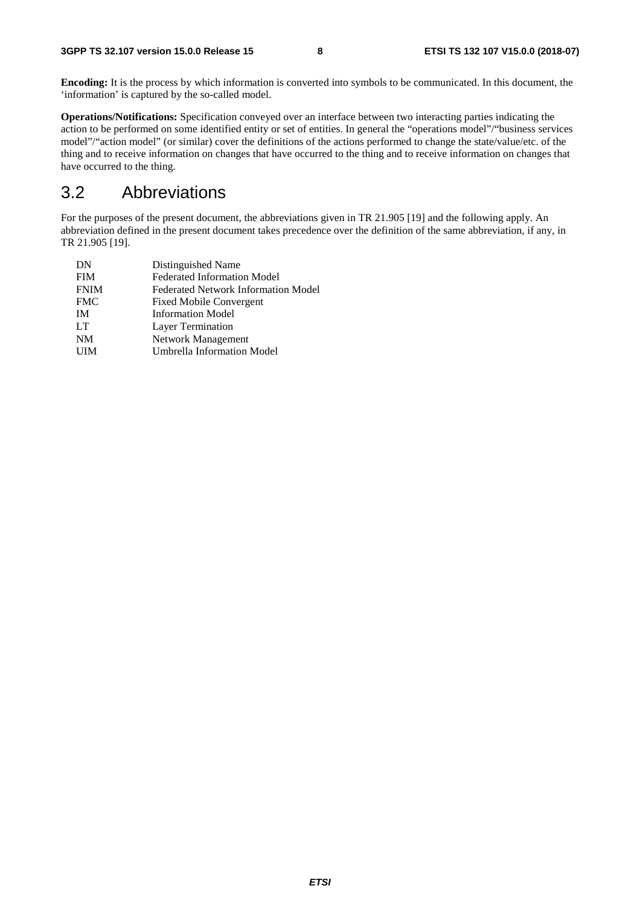**Encoding:** It is the process by which information is converted into symbols to be communicated. In this document, the 'information' is captured by the so-called model.

**Operations/Notifications:** Specification conveyed over an interface between two interacting parties indicating the action to be performed on some identified entity or set of entities. In general the "operations model"/"business services model"/"action model" (or similar) cover the definitions of the actions performed to change the state/value/etc. of the thing and to receive information on changes that have occurred to the thing and to receive information on changes that have occurred to the thing.

## 3.2 Abbreviations

For the purposes of the present document, the abbreviations given in TR 21.905 [19] and the following apply. An abbreviation defined in the present document takes precedence over the definition of the same abbreviation, if any, in TR 21.905 [19].

| | |
|---|---|
| DN | Distinguished Name |
| FIM | Federated Information Model |
| FNIM | Federated Network Information Model |
| FMC | Fixed Mobile Convergent |
| IM | Information Model |
| LT | Layer Termination |
| NM | Network Management |
| UIM | Umbrella Information Model |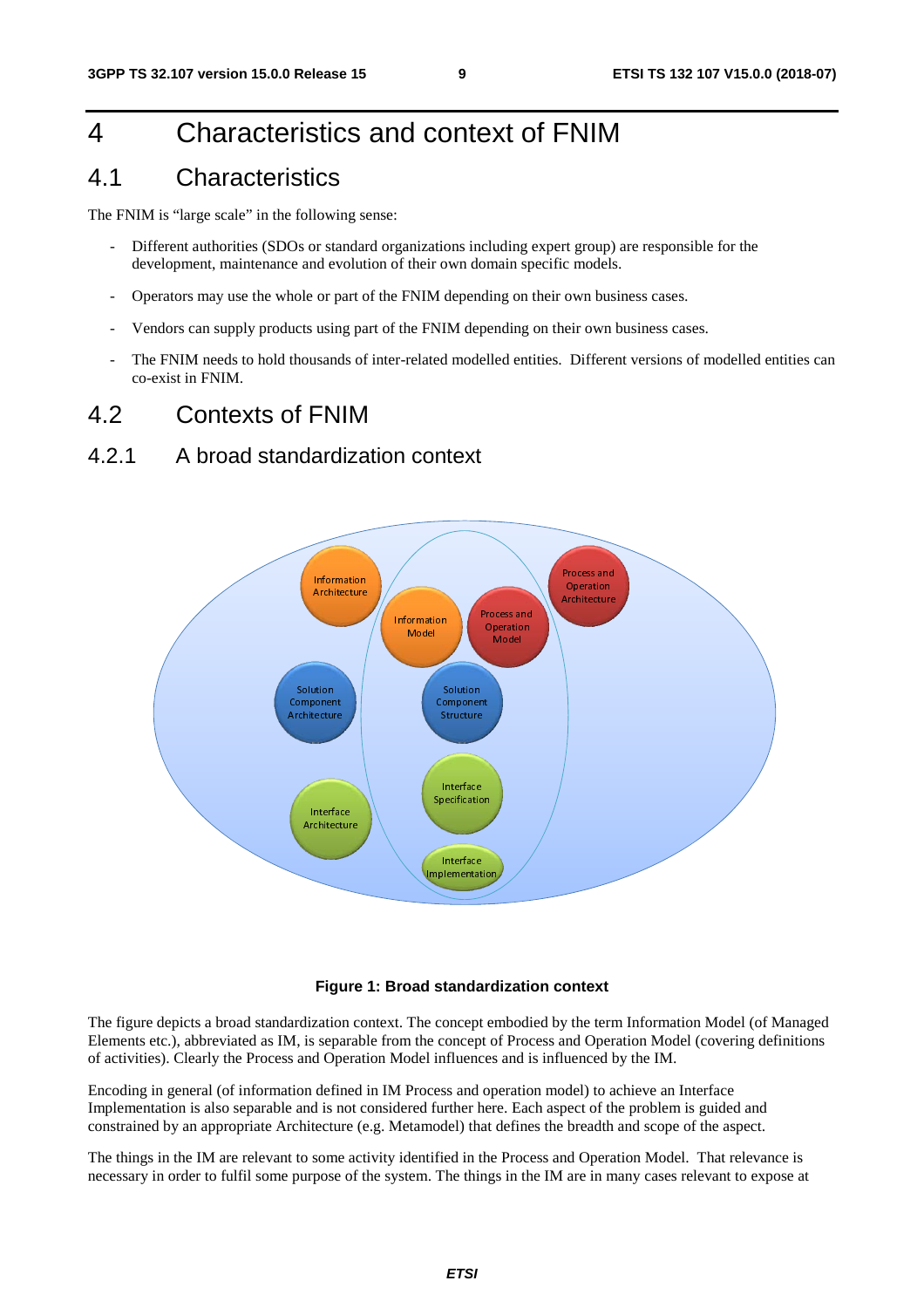# 4 Characteristics and context of FNIM

## 4.1 Characteristics

The FNIM is "large scale" in the following sense:

- Different authorities (SDOs or standard organizations including expert group) are responsible for the development, maintenance and evolution of their own domain specific models.
- Operators may use the whole or part of the FNIM depending on their own business cases.
- Vendors can supply products using part of the FNIM depending on their own business cases.
- The FNIM needs to hold thousands of inter-related modelled entities. Different versions of modelled entities can co-exist in FNIM.

## 4.2 Contexts of FNIM

### 4.2.1 A broad standardization context

**Figure 1: Broad standardization context**

The figure depicts a broad standardization context. The concept embodied by the term Information Model (of Managed Elements etc.), abbreviated as IM, is separable from the concept of Process and Operation Model (covering definitions of activities). Clearly the Process and Operation Model influences and is influenced by the IM.

Encoding in general (of information defined in IM Process and operation model) to achieve an Interface Implementation is also separable and is not considered further here. Each aspect of the problem is guided and constrained by an appropriate Architecture (e.g. Metamodel) that defines the breadth and scope of the aspect.

The things in the IM are relevant to some activity identified in the Process and Operation Model. That relevance is necessary in order to fulfil some purpose of the system. The things in the IM are in many cases relevant to expose at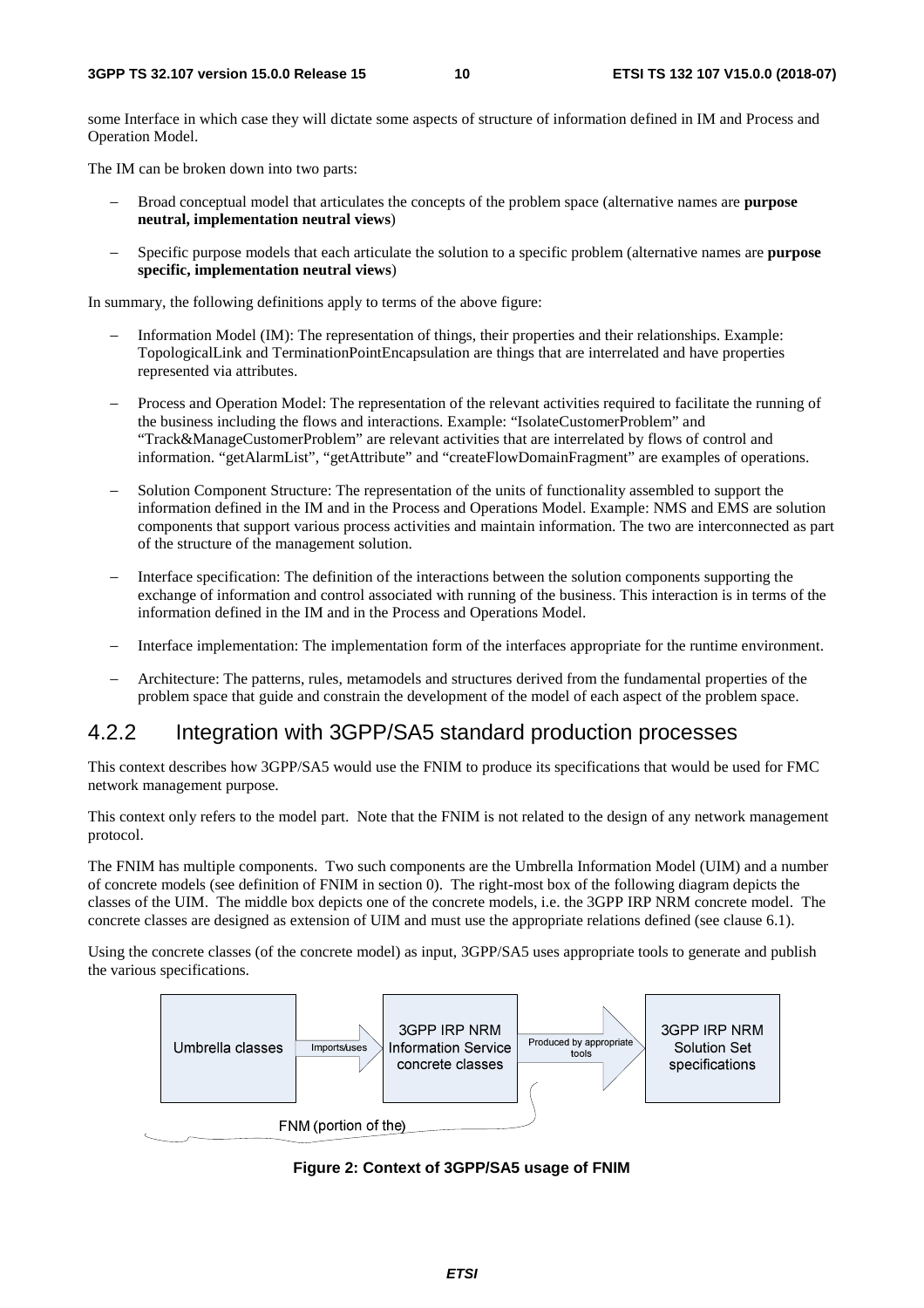some Interface in which case they will dictate some aspects of structure of information defined in IM and Process and Operation Model.

The IM can be broken down into two parts:

- Broad conceptual model that articulates the concepts of the problem space (alternative names are **purpose neutral, implementation neutral views**)
- Specific purpose models that each articulate the solution to a specific problem (alternative names are **purpose specific, implementation neutral views**)

In summary, the following definitions apply to terms of the above figure:

- Information Model (IM): The representation of things, their properties and their relationships. Example: TopologicalLink and TerminationPointEncapsulation are things that are interrelated and have properties represented via attributes.
- Process and Operation Model: The representation of the relevant activities required to facilitate the running of the business including the flows and interactions. Example: "IsolateCustomerProblem" and "Track&ManageCustomerProblem" are relevant activities that are interrelated by flows of control and information. "getAlarmList", "getAttribute" and "createFlowDomainFragment" are examples of operations.
- Solution Component Structure: The representation of the units of functionality assembled to support the information defined in the IM and in the Process and Operations Model. Example: NMS and EMS are solution components that support various process activities and maintain information. The two are interconnected as part of the structure of the management solution.
- Interface specification: The definition of the interactions between the solution components supporting the exchange of information and control associated with running of the business. This interaction is in terms of the information defined in the IM and in the Process and Operations Model.
- Interface implementation: The implementation form of the interfaces appropriate for the runtime environment.
- Architecture: The patterns, rules, metamodels and structures derived from the fundamental properties of the problem space that guide and constrain the development of the model of each aspect of the problem space.

## 4.2.2 Integration with 3GPP/SA5 standard production processes

This context describes how 3GPP/SA5 would use the FNIM to produce its specifications that would be used for FMC network management purpose.

This context only refers to the model part. Note that the FNIM is not related to the design of any network management protocol.

The FNIM has multiple components. Two such components are the Umbrella Information Model (UIM) and a number of concrete models (see definition of FNIM in section 0). The right-most box of the following diagram depicts the classes of the UIM. The middle box depicts one of the concrete models, i.e. the 3GPP IRP NRM concrete model. The concrete classes are designed as extension of UIM and must use the appropriate relations defined (see clause 6.1).

Using the concrete classes (of the concrete model) as input, 3GPP/SA5 uses appropriate tools to generate and publish the various specifications.

Umbrella classes → Imports/uses → 3GPP IRP NRM Information Service concrete classes → Produced by appropriate tools → 3GPP IRP NRM Solution Set specifications

FNM (portion of the)

**Figure 2: Context of 3GPP/SA5 usage of FNIM**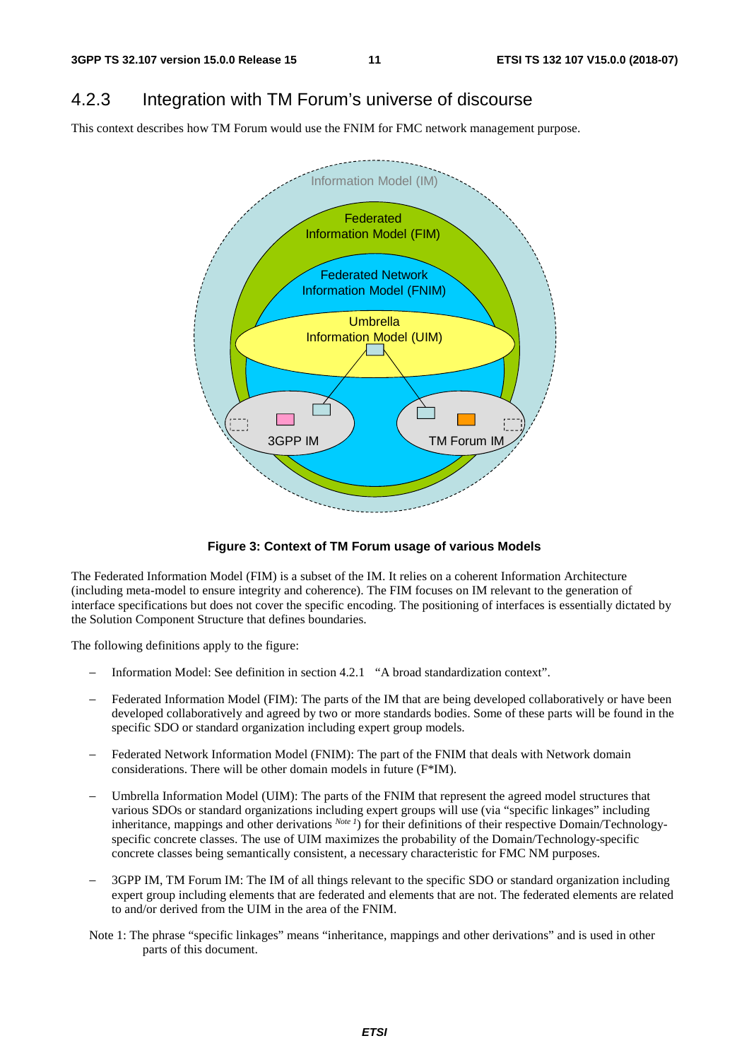### 4.2.3 Integration with TM Forum's universe of discourse

This context describes how TM Forum would use the FNIM for FMC network management purpose.

**Figure 3: Context of TM Forum usage of various Models**

The Federated Information Model (FIM) is a subset of the IM. It relies on a coherent Information Architecture (including meta-model to ensure integrity and coherence). The FIM focuses on IM relevant to the generation of interface specifications but does not cover the specific encoding. The positioning of interfaces is essentially dictated by the Solution Component Structure that defines boundaries.

The following definitions apply to the figure:

- Information Model: See definition in section 4.2.1 "A broad standardization context".
- Federated Information Model (FIM): The parts of the IM that are being developed collaboratively or have been developed collaboratively and agreed by two or more standards bodies. Some of these parts will be found in the specific SDO or standard organization including expert group models.
- Federated Network Information Model (FNIM): The part of the FNIM that deals with Network domain considerations. There will be other domain models in future (F*IM).
- Umbrella Information Model (UIM): The parts of the FNIM that represent the agreed model structures that various SDOs or standard organizations including expert groups will use (via "specific linkages" including inheritance, mappings and other derivations [Note 1]) for their definitions of their respective Domain/Technology-specific concrete classes. The use of UIM maximizes the probability of the Domain/Technology-specific concrete classes being semantically consistent, a necessary characteristic for FMC NM purposes.
- 3GPP IM, TM Forum IM: The IM of all things relevant to the specific SDO or standard organization including expert group including elements that are federated and elements that are not. The federated elements are related to and/or derived from the UIM in the area of the FNIM.

Note 1: The phrase "specific linkages" means "inheritance, mappings and other derivations" and is used in other parts of this document.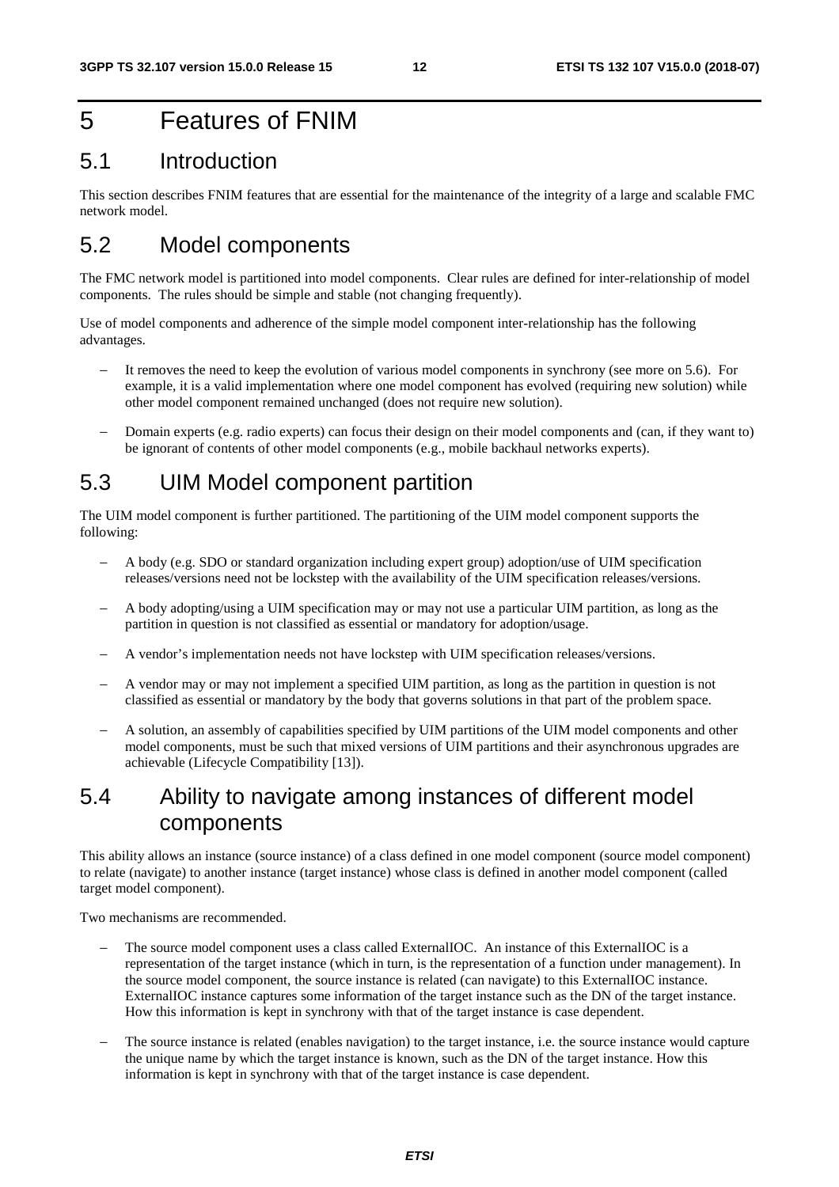# 5 Features of FNIM

## 5.1 Introduction

This section describes FNIM features that are essential for the maintenance of the integrity of a large and scalable FMC network model.

## 5.2 Model components

The FMC network model is partitioned into model components. Clear rules are defined for inter-relationship of model components. The rules should be simple and stable (not changing frequently).

Use of model components and adherence of the simple model component inter-relationship has the following advantages.

- It removes the need to keep the evolution of various model components in synchrony (see more on 5.6). For example, it is a valid implementation where one model component has evolved (requiring new solution) while other model component remained unchanged (does not require new solution).
- Domain experts (e.g. radio experts) can focus their design on their model components and (can, if they want to) be ignorant of contents of other model components (e.g., mobile backhaul networks experts).

## 5.3 UIM Model component partition

The UIM model component is further partitioned. The partitioning of the UIM model component supports the following:

- A body (e.g. SDO or standard organization including expert group) adoption/use of UIM specification releases/versions need not be lockstep with the availability of the UIM specification releases/versions.
- A body adopting/using a UIM specification may or may not use a particular UIM partition, as long as the partition in question is not classified as essential or mandatory for adoption/usage.
- A vendor's implementation needs not have lockstep with UIM specification releases/versions.
- A vendor may or may not implement a specified UIM partition, as long as the partition in question is not classified as essential or mandatory by the body that governs solutions in that part of the problem space.
- A solution, an assembly of capabilities specified by UIM partitions of the UIM model components and other model components, must be such that mixed versions of UIM partitions and their asynchronous upgrades are achievable (Lifecycle Compatibility [13]).

## 5.4 Ability to navigate among instances of different model components

This ability allows an instance (source instance) of a class defined in one model component (source model component) to relate (navigate) to another instance (target instance) whose class is defined in another model component (called target model component).

Two mechanisms are recommended.

- The source model component uses a class called ExternalIOC. An instance of this ExternalIOC is a representation of the target instance (which in turn, is the representation of a function under management). In the source model component, the source instance is related (can navigate) to this ExternalIOC instance. ExternalIOC instance captures some information of the target instance such as the DN of the target instance. How this information is kept in synchrony with that of the target instance is case dependent.
- The source instance is related (enables navigation) to the target instance, i.e. the source instance would capture the unique name by which the target instance is known, such as the DN of the target instance. How this information is kept in synchrony with that of the target instance is case dependent.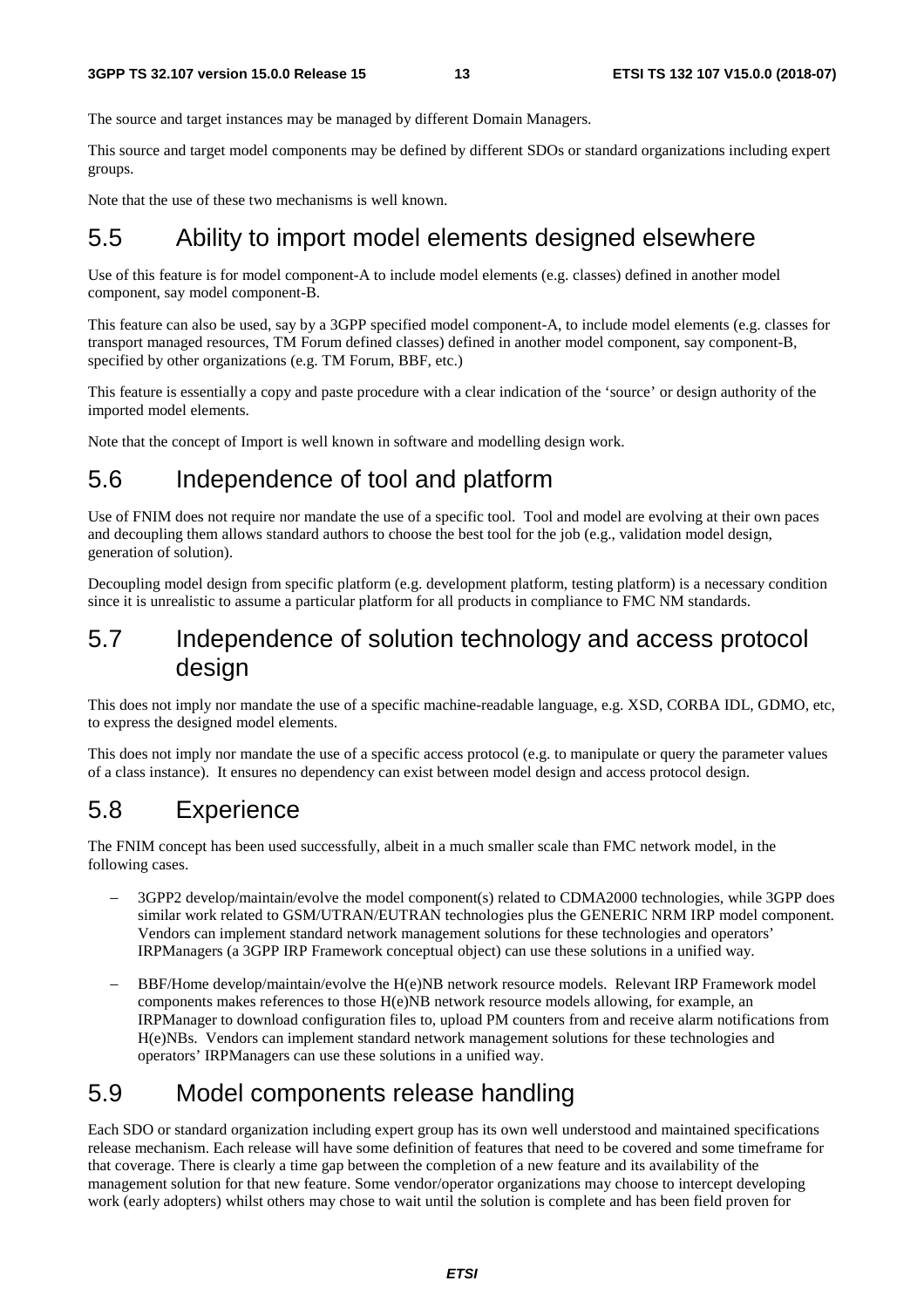The source and target instances may be managed by different Domain Managers.

This source and target model components may be defined by different SDOs or standard organizations including expert groups.

Note that the use of these two mechanisms is well known.

## 5.5 Ability to import model elements designed elsewhere

Use of this feature is for model component-A to include model elements (e.g. classes) defined in another model component, say model component-B.

This feature can also be used, say by a 3GPP specified model component-A, to include model elements (e.g. classes for transport managed resources, TM Forum defined classes) defined in another model component, say component-B, specified by other organizations (e.g. TM Forum, BBF, etc.)

This feature is essentially a copy and paste procedure with a clear indication of the 'source' or design authority of the imported model elements.

Note that the concept of Import is well known in software and modelling design work.

## 5.6 Independence of tool and platform

Use of FNIM does not require nor mandate the use of a specific tool. Tool and model are evolving at their own paces and decoupling them allows standard authors to choose the best tool for the job (e.g., validation model design, generation of solution).

Decoupling model design from specific platform (e.g. development platform, testing platform) is a necessary condition since it is unrealistic to assume a particular platform for all products in compliance to FMC NM standards.

## 5.7 Independence of solution technology and access protocol design

This does not imply nor mandate the use of a specific machine-readable language, e.g. XSD, CORBA IDL, GDMO, etc, to express the designed model elements.

This does not imply nor mandate the use of a specific access protocol (e.g. to manipulate or query the parameter values of a class instance). It ensures no dependency can exist between model design and access protocol design.

## 5.8 Experience

The FNIM concept has been used successfully, albeit in a much smaller scale than FMC network model, in the following cases.

- 3GPP2 develop/maintain/evolve the model component(s) related to CDMA2000 technologies, while 3GPP does similar work related to GSM/UTRAN/EUTRAN technologies plus the GENERIC NRM IRP model component. Vendors can implement standard network management solutions for these technologies and operators' IRPManagers (a 3GPP IRP Framework conceptual object) can use these solutions in a unified way.
- BBF/Home develop/maintain/evolve the H(e)NB network resource models. Relevant IRP Framework model components makes references to those H(e)NB network resource models allowing, for example, an IRPManager to download configuration files to, upload PM counters from and receive alarm notifications from H(e)NBs. Vendors can implement standard network management solutions for these technologies and operators' IRPManagers can use these solutions in a unified way.

## 5.9 Model components release handling

Each SDO or standard organization including expert group has its own well understood and maintained specifications release mechanism. Each release will have some definition of features that need to be covered and some timeframe for that coverage. There is clearly a time gap between the completion of a new feature and its availability of the management solution for that new feature. Some vendor/operator organizations may choose to intercept developing work (early adopters) whilst others may chose to wait until the solution is complete and has been field proven for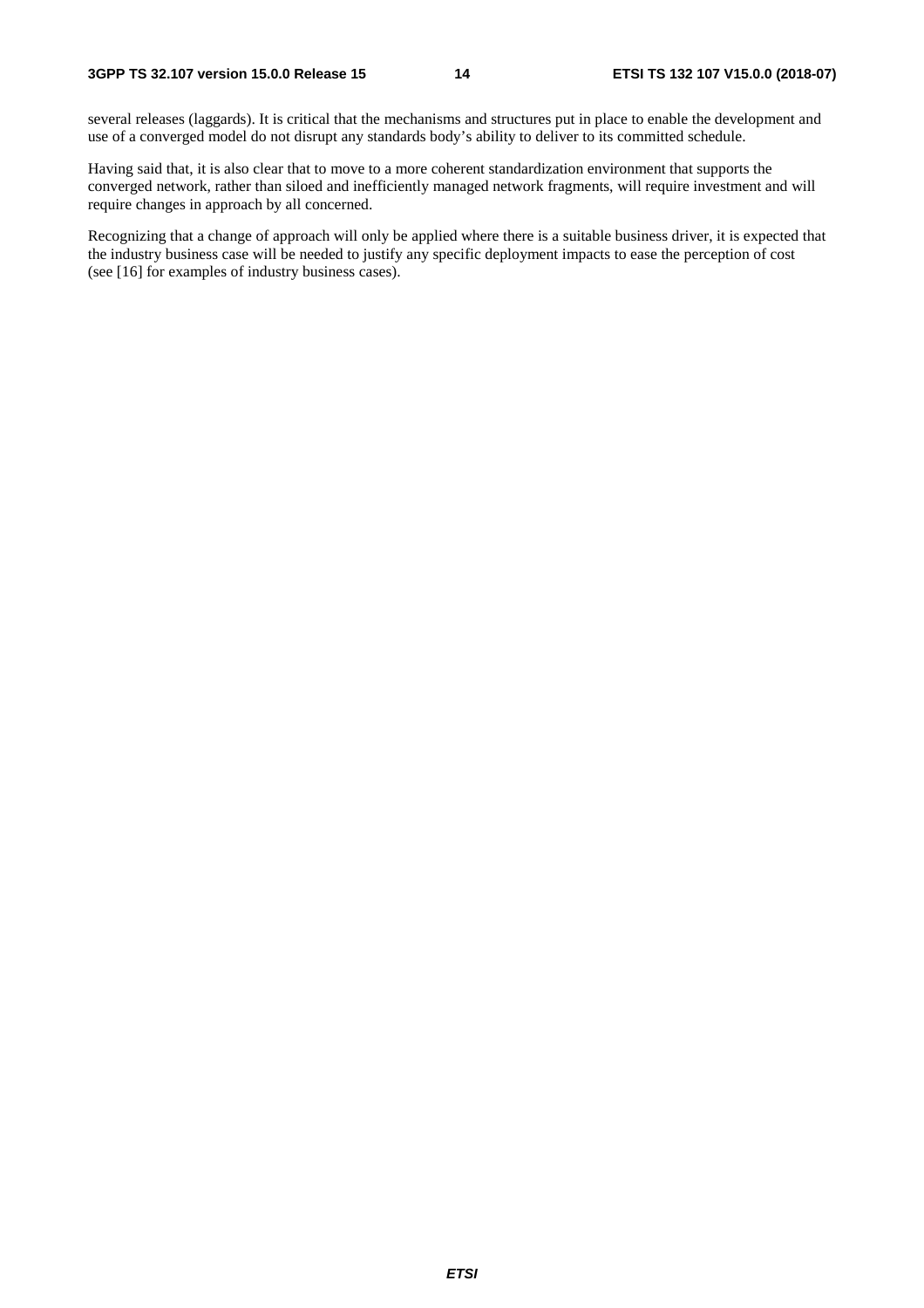several releases (laggards). It is critical that the mechanisms and structures put in place to enable the development and use of a converged model do not disrupt any standards body's ability to deliver to its committed schedule.

Having said that, it is also clear that to move to a more coherent standardization environment that supports the converged network, rather than siloed and inefficiently managed network fragments, will require investment and will require changes in approach by all concerned.

Recognizing that a change of approach will only be applied where there is a suitable business driver, it is expected that the industry business case will be needed to justify any specific deployment impacts to ease the perception of cost (see [16] for examples of industry business cases).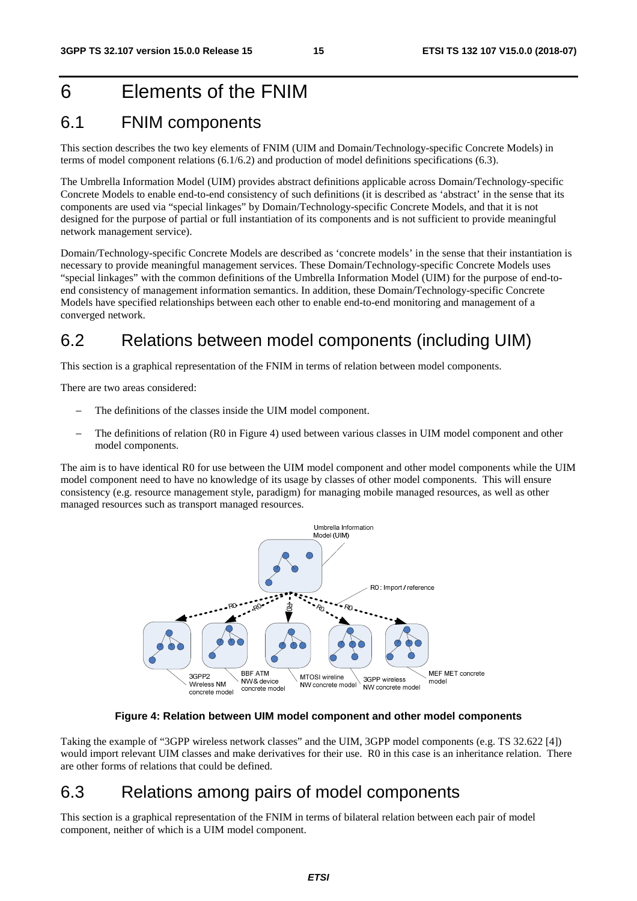# 6 Elements of the FNIM

## 6.1 FNIM components

This section describes the two key elements of FNIM (UIM and Domain/Technology-specific Concrete Models) in terms of model component relations (6.1/6.2) and production of model definitions specifications (6.3).

The Umbrella Information Model (UIM) provides abstract definitions applicable across Domain/Technology-specific Concrete Models to enable end-to-end consistency of such definitions (it is described as 'abstract' in the sense that its components are used via "special linkages" by Domain/Technology-specific Concrete Models, and that it is not designed for the purpose of partial or full instantiation of its components and is not sufficient to provide meaningful network management service).

Domain/Technology-specific Concrete Models are described as 'concrete models' in the sense that their instantiation is necessary to provide meaningful management services. These Domain/Technology-specific Concrete Models uses "special linkages" with the common definitions of the Umbrella Information Model (UIM) for the purpose of end-to-end consistency of management information semantics. In addition, these Domain/Technology-specific Concrete Models have specified relationships between each other to enable end-to-end monitoring and management of a converged network.

## 6.2 Relations between model components (including UIM)

This section is a graphical representation of the FNIM in terms of relation between model components.

There are two areas considered:

- The definitions of the classes inside the UIM model component.
- The definitions of relation (R0 in Figure 4) used between various classes in UIM model component and other model components.

The aim is to have identical R0 for use between the UIM model component and other model components while the UIM model component need to have no knowledge of its usage by classes of other model components. This will ensure consistency (e.g. resource management style, paradigm) for managing mobile managed resources, as well as other managed resources such as transport managed resources.

**Figure 4: Relation between UIM model component and other model components**

Taking the example of "3GPP wireless network classes" and the UIM, 3GPP model components (e.g. TS 32.622 [4]) would import relevant UIM classes and make derivatives for their use. R0 in this case is an inheritance relation. There are other forms of relations that could be defined.

## 6.3 Relations among pairs of model components

This section is a graphical representation of the FNIM in terms of bilateral relation between each pair of model component, neither of which is a UIM model component.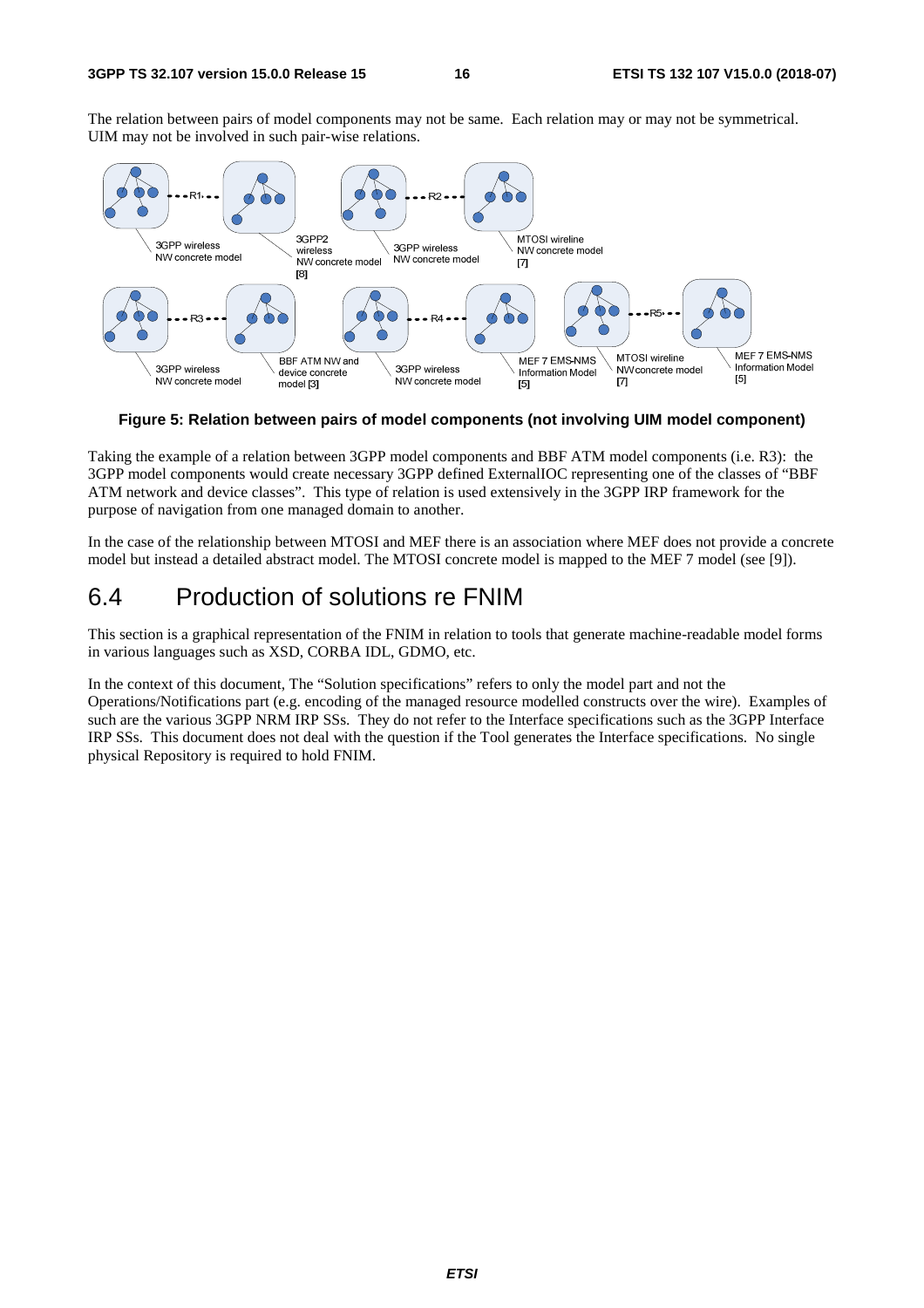The relation between pairs of model components may not be same. Each relation may or may not be symmetrical. UIM may not be involved in such pair-wise relations.

**Figure 5: Relation between pairs of model components (not involving UIM model component)**

Taking the example of a relation between 3GPP model components and BBF ATM model components (i.e. R3): the 3GPP model components would create necessary 3GPP defined ExternalIOC representing one of the classes of "BBF ATM network and device classes". This type of relation is used extensively in the 3GPP IRP framework for the purpose of navigation from one managed domain to another.

In the case of the relationship between MTOSI and MEF there is an association where MEF does not provide a concrete model but instead a detailed abstract model. The MTOSI concrete model is mapped to the MEF 7 model (see [9]).

# 6.4 Production of solutions re FNIM

This section is a graphical representation of the FNIM in relation to tools that generate machine-readable model forms in various languages such as XSD, CORBA IDL, GDMO, etc.

In the context of this document, The "Solution specifications" refers to only the model part and not the Operations/Notifications part (e.g. encoding of the managed resource modelled constructs over the wire). Examples of such are the various 3GPP NRM IRP SSs. They do not refer to the Interface specifications such as the 3GPP Interface IRP SSs. This document does not deal with the question if the Tool generates the Interface specifications. No single physical Repository is required to hold FNIM.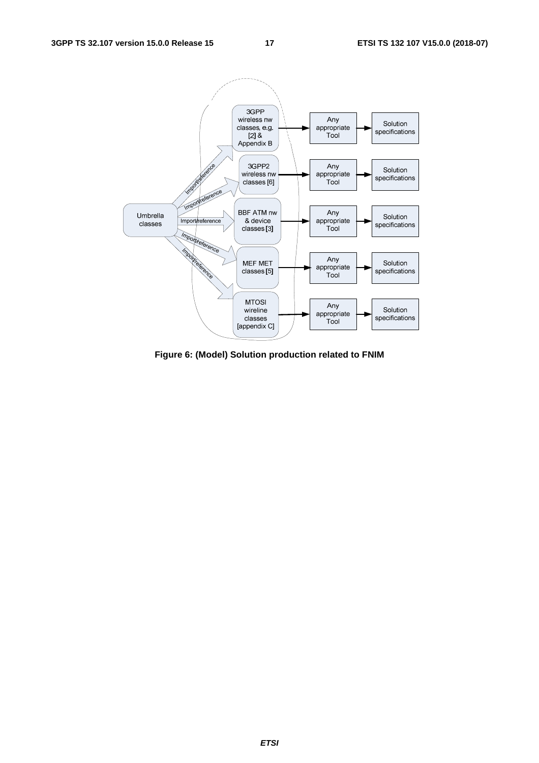Figure 6: (Model) Solution production related to FNIM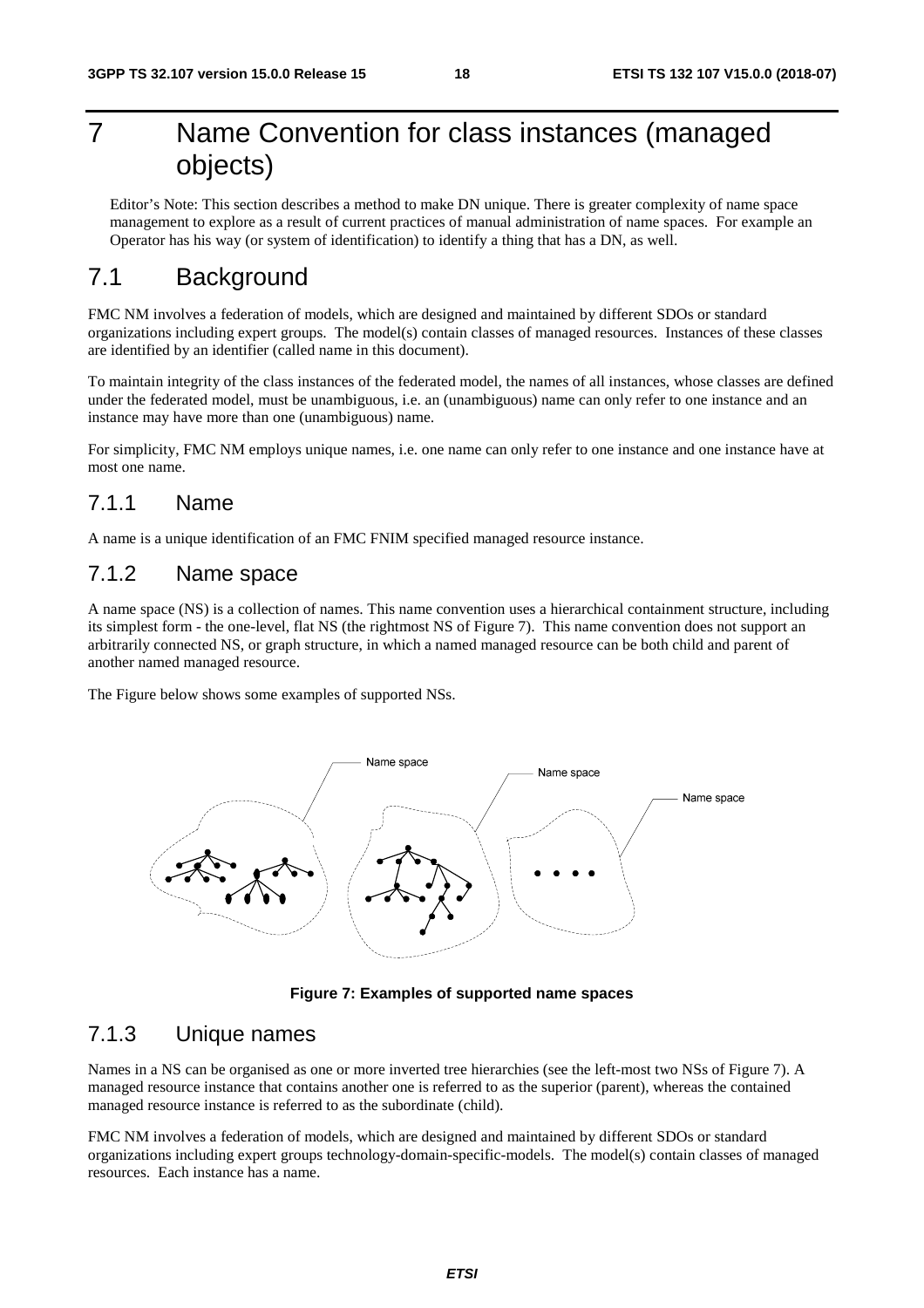# 7 Name Convention for class instances (managed objects)

Editor's Note: This section describes a method to make DN unique. There is greater complexity of name space management to explore as a result of current practices of manual administration of name spaces. For example an Operator has his way (or system of identification) to identify a thing that has a DN, as well.

## 7.1 Background

FMC NM involves a federation of models, which are designed and maintained by different SDOs or standard organizations including expert groups. The model(s) contain classes of managed resources. Instances of these classes are identified by an identifier (called name in this document).

To maintain integrity of the class instances of the federated model, the names of all instances, whose classes are defined under the federated model, must be unambiguous, i.e. an (unambiguous) name can only refer to one instance and an instance may have more than one (unambiguous) name.

For simplicity, FMC NM employs unique names, i.e. one name can only refer to one instance and one instance have at most one name.

### 7.1.1 Name

A name is a unique identification of an FMC FNIM specified managed resource instance.

### 7.1.2 Name space

A name space (NS) is a collection of names. This name convention uses a hierarchical containment structure, including its simplest form - the one-level, flat NS (the rightmost NS of Figure 7). This name convention does not support an arbitrarily connected NS, or graph structure, in which a named managed resource can be both child and parent of another named managed resource.

The Figure below shows some examples of supported NSs.

**Figure 7: Examples of supported name spaces**

### 7.1.3 Unique names

Names in a NS can be organised as one or more inverted tree hierarchies (see the left-most two NSs of Figure 7). A managed resource instance that contains another one is referred to as the superior (parent), whereas the contained managed resource instance is referred to as the subordinate (child).

FMC NM involves a federation of models, which are designed and maintained by different SDOs or standard organizations including expert groups technology-domain-specific-models. The model(s) contain classes of managed resources. Each instance has a name.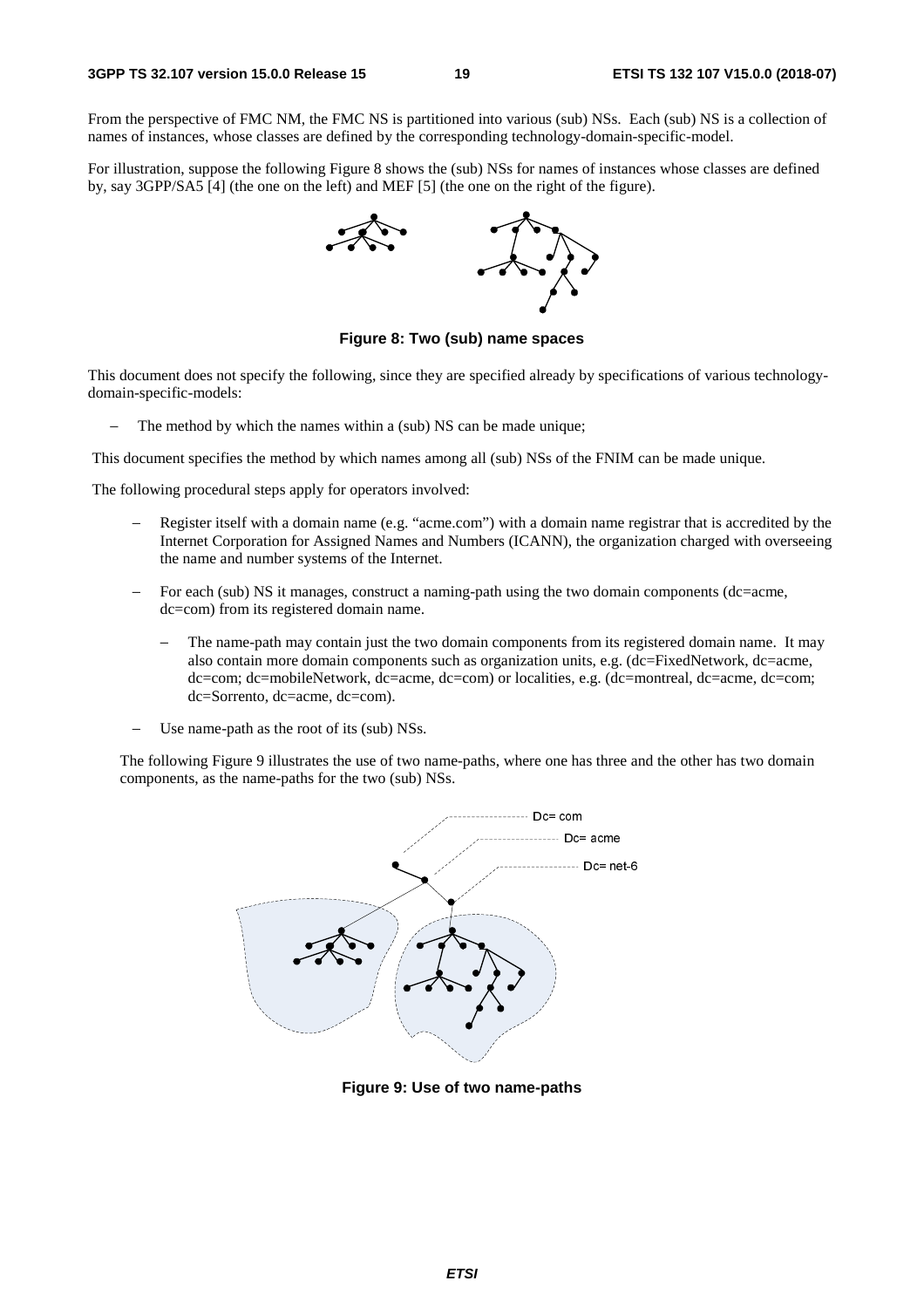From the perspective of FMC NM, the FMC NS is partitioned into various (sub) NSs. Each (sub) NS is a collection of names of instances, whose classes are defined by the corresponding technology-domain-specific-model.

For illustration, suppose the following Figure 8 shows the (sub) NSs for names of instances whose classes are defined by, say 3GPP/SA5 [4] (the one on the left) and MEF [5] (the one on the right of the figure).

**Figure 8: Two (sub) name spaces**

This document does not specify the following, since they are specified already by specifications of various technology-domain-specific-models:

- The method by which the names within a (sub) NS can be made unique;

This document specifies the method by which names among all (sub) NSs of the FNIM can be made unique.

The following procedural steps apply for operators involved:

- Register itself with a domain name (e.g. "acme.com") with a domain name registrar that is accredited by the Internet Corporation for Assigned Names and Numbers (ICANN), the organization charged with overseeing the name and number systems of the Internet.
- For each (sub) NS it manages, construct a naming-path using the two domain components (dc=acme, dc=com) from its registered domain name.
  - The name-path may contain just the two domain components from its registered domain name. It may also contain more domain components such as organization units, e.g. (dc=FixedNetwork, dc=acme, dc=com; dc=mobileNetwork, dc=acme, dc=com) or localities, e.g. (dc=montreal, dc=acme, dc=com; dc=Sorrento, dc=acme, dc=com).
- Use name-path as the root of its (sub) NSs.

The following Figure 9 illustrates the use of two name-paths, where one has three and the other has two domain components, as the name-paths for the two (sub) NSs.

Dc= com

Dc= acme

Dc= net-6

**Figure 9: Use of two name-paths**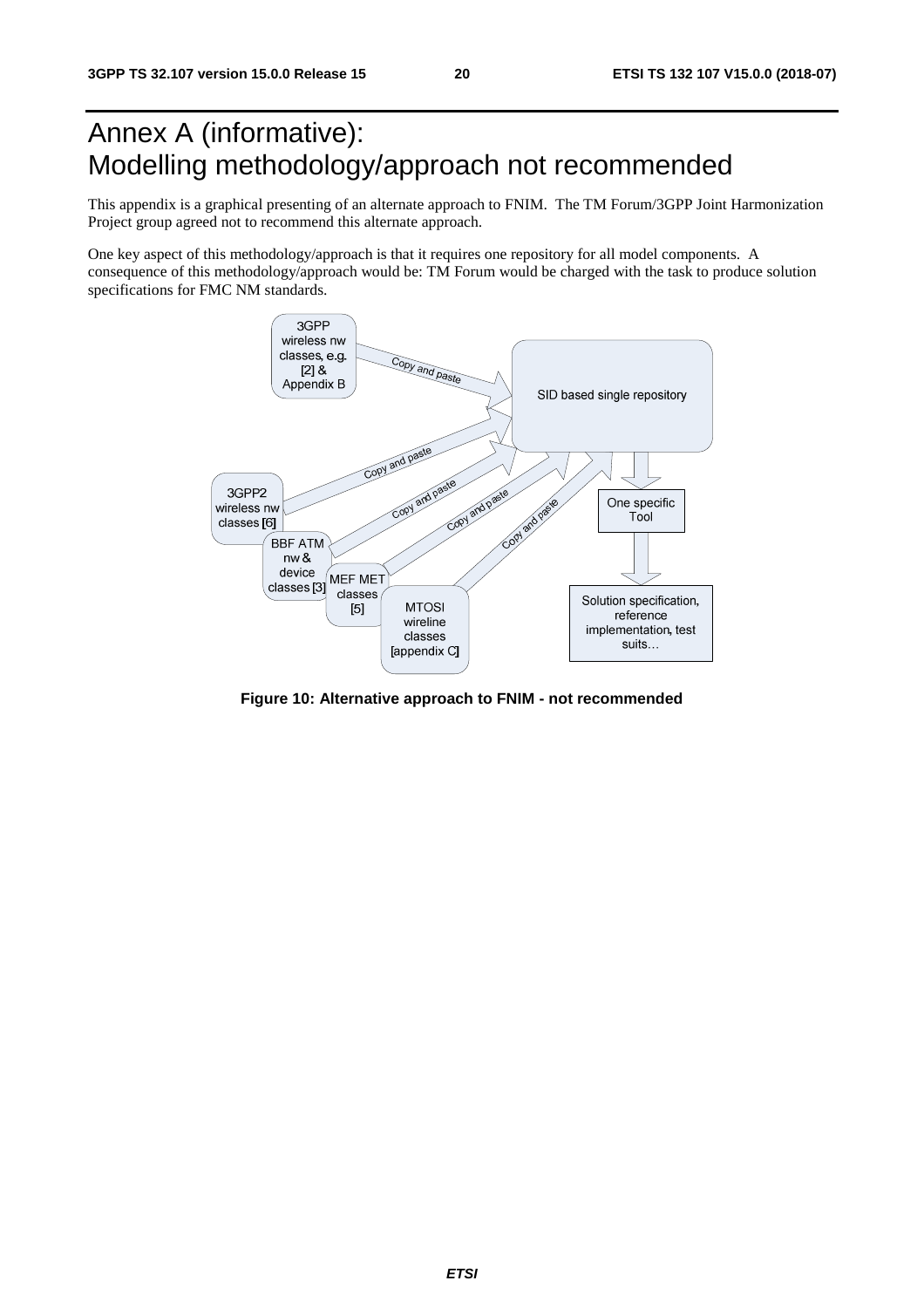# Annex A (informative): Modelling methodology/approach not recommended

This appendix is a graphical presenting of an alternate approach to FNIM. The TM Forum/3GPP Joint Harmonization Project group agreed not to recommend this alternate approach.

One key aspect of this methodology/approach is that it requires one repository for all model components. A consequence of this methodology/approach would be: TM Forum would be charged with the task to produce solution specifications for FMC NM standards.

**Figure 10: Alternative approach to FNIM - not recommended**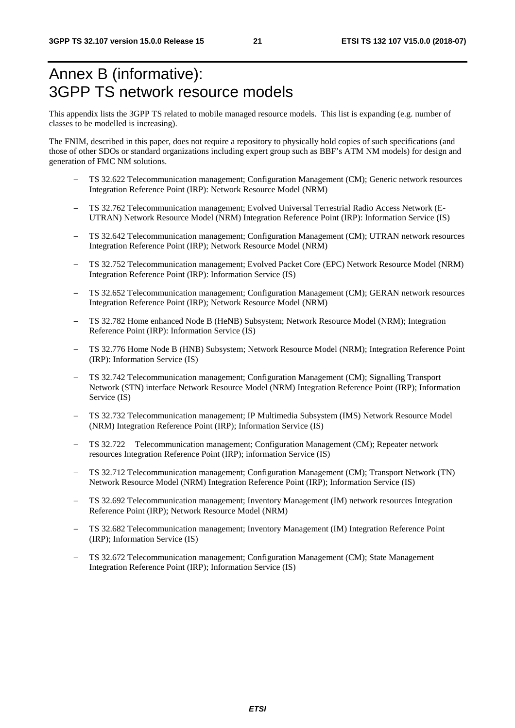# Annex B (informative): 3GPP TS network resource models

This appendix lists the 3GPP TS related to mobile managed resource models. This list is expanding (e.g. number of classes to be modelled is increasing).

The FNIM, described in this paper, does not require a repository to physically hold copies of such specifications (and those of other SDOs or standard organizations including expert group such as BBF's ATM NM models) for design and generation of FMC NM solutions.

- TS 32.622 Telecommunication management; Configuration Management (CM); Generic network resources Integration Reference Point (IRP): Network Resource Model (NRM)
- TS 32.762 Telecommunication management; Evolved Universal Terrestrial Radio Access Network (E-UTRAN) Network Resource Model (NRM) Integration Reference Point (IRP): Information Service (IS)
- TS 32.642 Telecommunication management; Configuration Management (CM); UTRAN network resources Integration Reference Point (IRP); Network Resource Model (NRM)
- TS 32.752 Telecommunication management; Evolved Packet Core (EPC) Network Resource Model (NRM) Integration Reference Point (IRP): Information Service (IS)
- TS 32.652 Telecommunication management; Configuration Management (CM); GERAN network resources Integration Reference Point (IRP); Network Resource Model (NRM)
- TS 32.782 Home enhanced Node B (HeNB) Subsystem; Network Resource Model (NRM); Integration Reference Point (IRP): Information Service (IS)
- TS 32.776 Home Node B (HNB) Subsystem; Network Resource Model (NRM); Integration Reference Point (IRP): Information Service (IS)
- TS 32.742 Telecommunication management; Configuration Management (CM); Signalling Transport Network (STN) interface Network Resource Model (NRM) Integration Reference Point (IRP); Information Service (IS)
- TS 32.732 Telecommunication management; IP Multimedia Subsystem (IMS) Network Resource Model (NRM) Integration Reference Point (IRP); Information Service (IS)
- TS 32.722 Telecommunication management; Configuration Management (CM); Repeater network resources Integration Reference Point (IRP); information Service (IS)
- TS 32.712 Telecommunication management; Configuration Management (CM); Transport Network (TN) Network Resource Model (NRM) Integration Reference Point (IRP); Information Service (IS)
- TS 32.692 Telecommunication management; Inventory Management (IM) network resources Integration Reference Point (IRP); Network Resource Model (NRM)
- TS 32.682 Telecommunication management; Inventory Management (IM) Integration Reference Point (IRP); Information Service (IS)
- TS 32.672 Telecommunication management; Configuration Management (CM); State Management Integration Reference Point (IRP); Information Service (IS)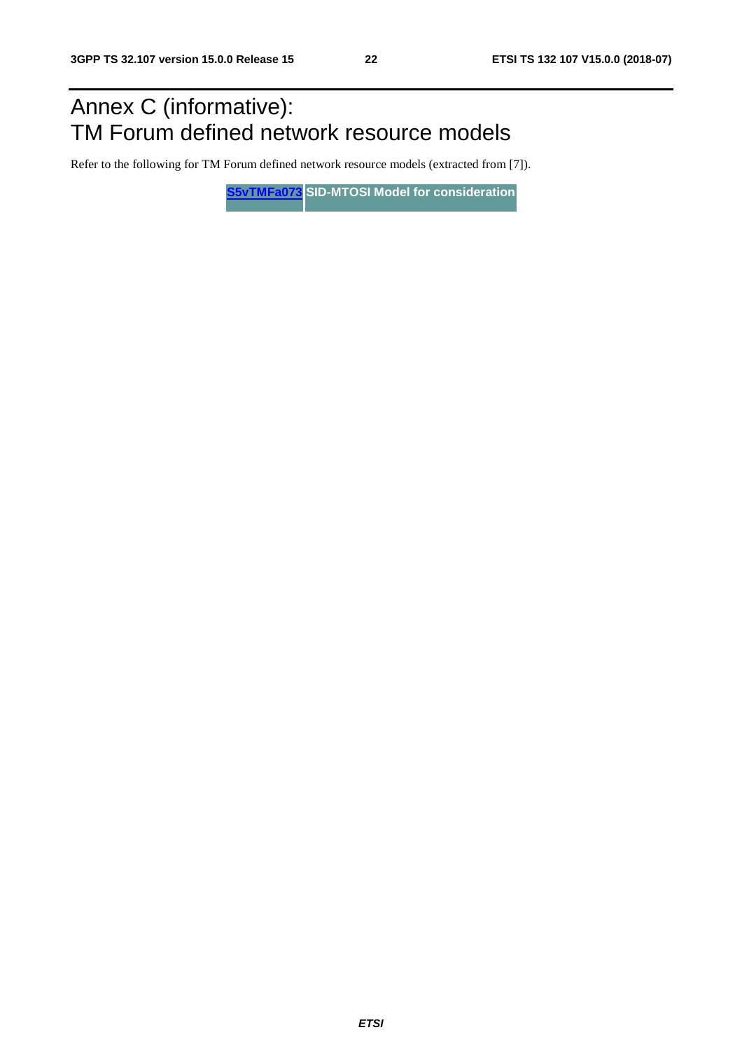# Annex C (informative): TM Forum defined network resource models

Refer to the following for TM Forum defined network resource models (extracted from [7]).

| S5vTMFa073 | SID-MTOSI Model for consideration |
| --- | --- |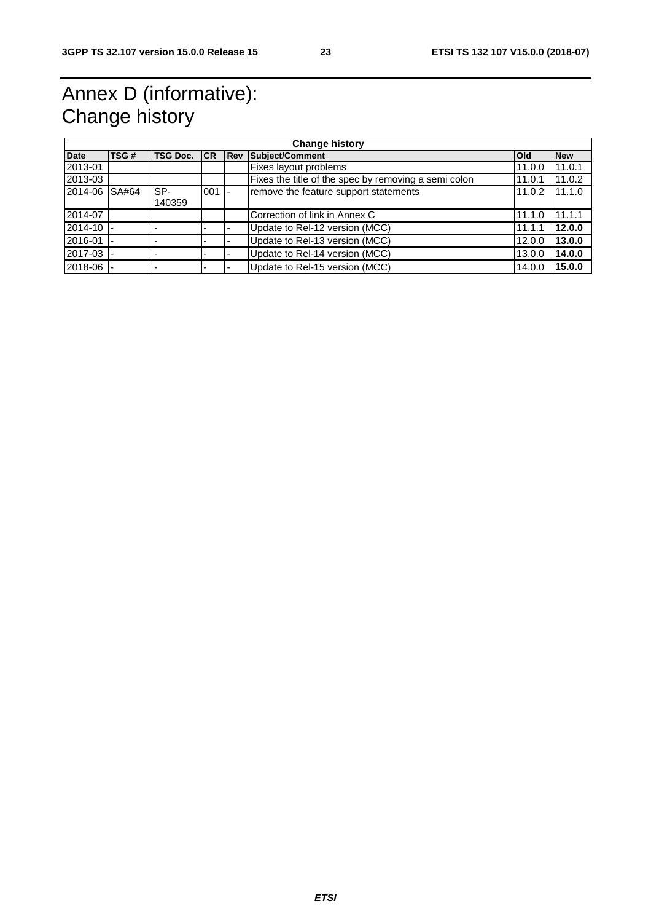# Annex D (informative): Change history

| Change history | | | | | | | |
|---|---|---|---|---|---|---|---|
| **Date** | **TSG #** | **TSG Doc.** | **CR** | **Rev** | **Subject/Comment** | **Old** | **New** |
| 2013-01 | | | | | Fixes layout problems | 11.0.0 | 11.0.1 |
| 2013-03 | | | | | Fixes the title of the spec by removing a semi colon | 11.0.1 | 11.0.2 |
| 2014-06 | SA#64 | SP-140359 | 001 | - | remove the feature support statements | 11.0.2 | 11.1.0 |
| 2014-07 | | | | | Correction of link in Annex C | 11.1.0 | 11.1.1 |
| 2014-10 | - | - | - | - | Update to Rel-12 version (MCC) | 11.1.1 | **12.0.0** |
| 2016-01 | - | - | - | - | Update to Rel-13 version (MCC) | 12.0.0 | **13.0.0** |
| 2017-03 | - | - | - | - | Update to Rel-14 version (MCC) | 13.0.0 | **14.0.0** |
| 2018-06 | - | - | - | - | Update to Rel-15 version (MCC) | 14.0.0 | **15.0.0** |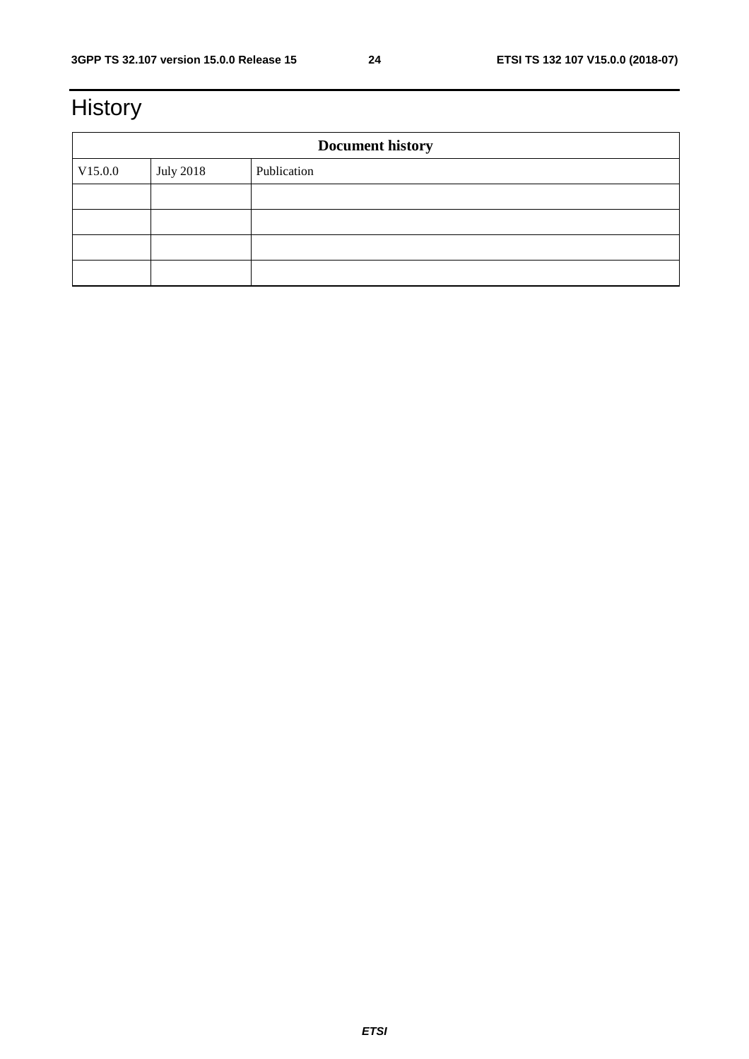# History

| Document history | | |
|---|---|---|
| V15.0.0 | July 2018 | Publication |
| | | |
| | | |
| | | |
| | | |